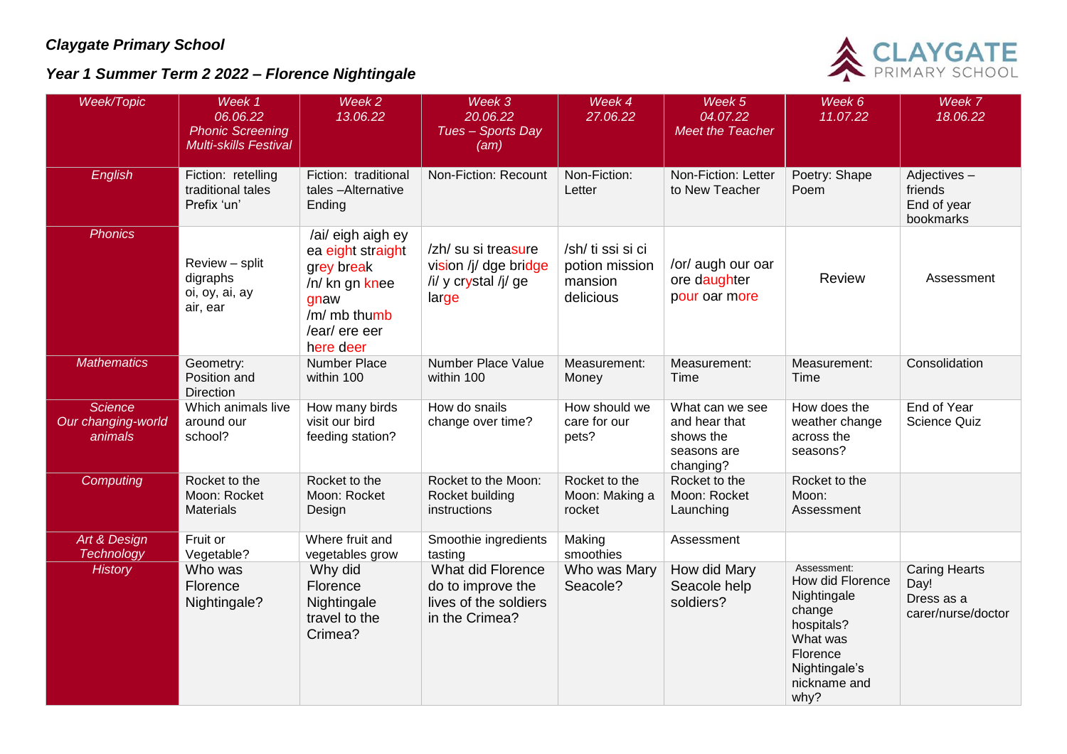*Claygate Primary School*

## *Year 1 Summer Term 2 2022 – Florence Nightingale*

| *Week/Topic* | *Week 1 06.06.22 Phonic Screening Multi-skills Festival* | *Week 2 13.06.22* | *Week 3 20.06.22 Tues – Sports Day (am)* | *Week 4 27.06.22* | *Week 5 04.07.22 Meet the Teacher* | *Week 6 11.07.22* | *Week 7 18.06.22* |
|---|---|---|---|---|---|---|---|
| *English* | Fiction: retelling traditional tales Prefix 'un' | Fiction: traditional tales –Alternative Ending | Non-Fiction: Recount | Non-Fiction: Letter | Non-Fiction: Letter to New Teacher | Poetry: Shape Poem | Adjectives – friends End of year bookmarks |
| *Phonics* | Review – split digraphs oi, oy, ai, ay air, ear | /ai/ eigh aigh ey ea eight straight grey break /n/ kn gn knee gnaw /m/ mb thumb /ear/ ere eer here deer | /zh/ su si treasure vision /j/ dge bridge /i/ y crystal /j/ ge large | /sh/ ti ssi si ci potion mission mansion delicious | /or/ augh our oar ore daughter pour oar more | Review | Assessment |
| *Mathematics* | Geometry: Position and Direction | Number Place within 100 | Number Place Value within 100 | Measurement: Money | Measurement: Time | Measurement: Time | Consolidation |
| *Science Our changing-world animals* | Which animals live around our school? | How many birds visit our bird feeding station? | How do snails change over time? | How should we care for our pets? | What can we see and hear that shows the seasons are changing? | How does the weather change across the seasons? | End of Year Science Quiz |
| *Computing* | Rocket to the Moon: Rocket Materials | Rocket to the Moon: Rocket Design | Rocket to the Moon: Rocket building instructions | Rocket to the Moon: Making a rocket | Rocket to the Moon: Rocket Launching | Rocket to the Moon: Assessment | |
| *Art & Design Technology* | Fruit or Vegetable? | Where fruit and vegetables grow | Smoothie ingredients tasting | Making smoothies | Assessment | | |
| *History* | Who was Florence Nightingale? | Why did Florence Nightingale travel to the Crimea? | What did Florence do to improve the lives of the soldiers in the Crimea? | Who was Mary Seacole? | How did Mary Seacole help soldiers? | Assessment: How did Florence Nightingale change hospitals? What was Florence Nightingale's nickname and why? | Caring Hearts Day! Dress as a carer/nurse/doctor |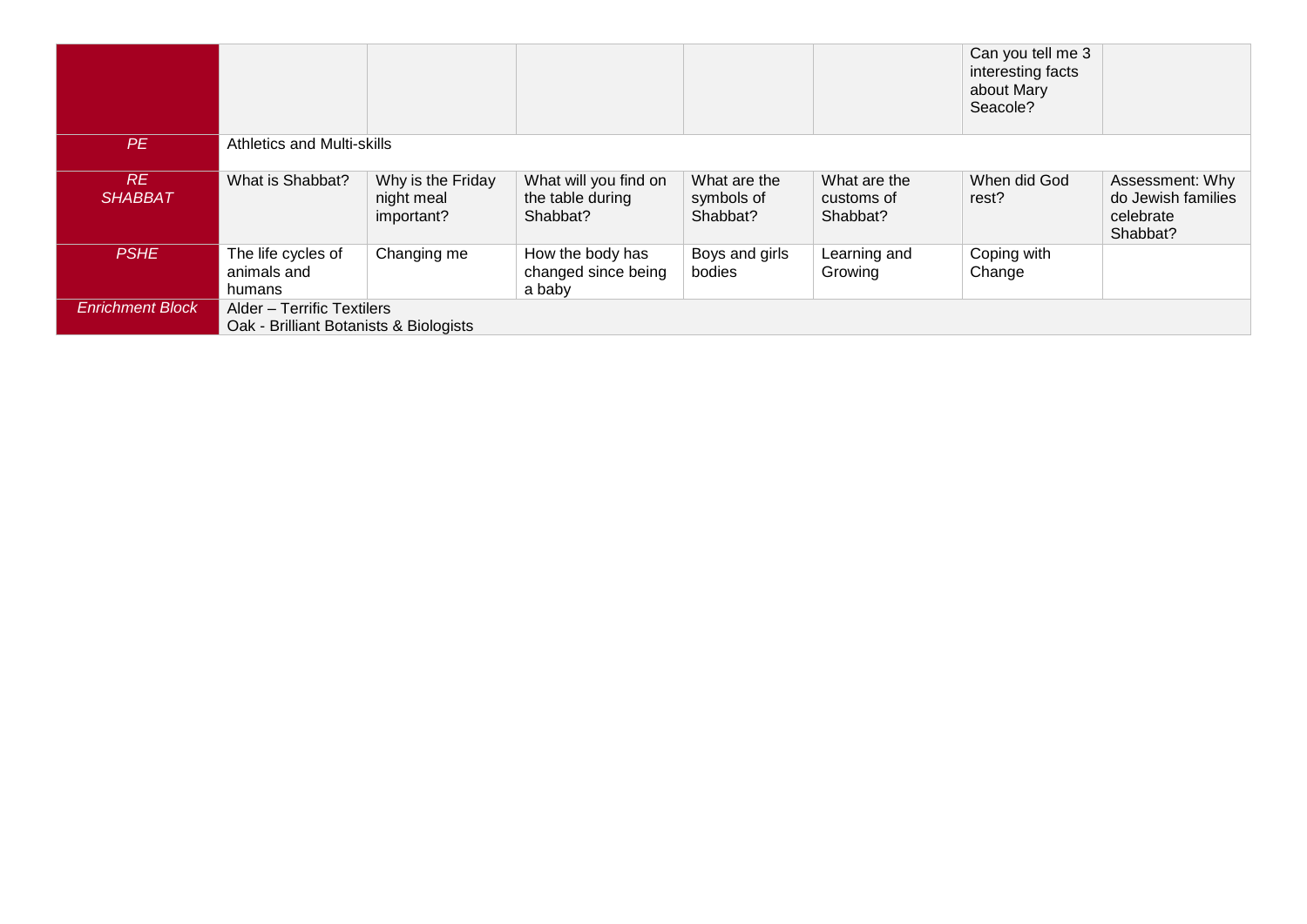| | | | | | | | |
|---|---|---|---|---|---|---|---|
| | | | | | | Can you tell me 3 interesting facts about Mary Seacole? | |
| *PE* | Athletics and Multi-skills | | | | | | |
| *RE SHABBAT* | What is Shabbat? | Why is the Friday night meal important? | What will you find on the table during Shabbat? | What are the symbols of Shabbat? | What are the customs of Shabbat? | When did God rest? | Assessment: Why do Jewish families celebrate Shabbat? |
| *PSHE* | The life cycles of animals and humans | Changing me | How the body has changed since being a baby | Boys and girls bodies | Learning and Growing | Coping with Change | |
| *Enrichment Block* | Alder – Terrific Textilers<br>Oak - Brilliant Botanists & Biologists | | | | | | |